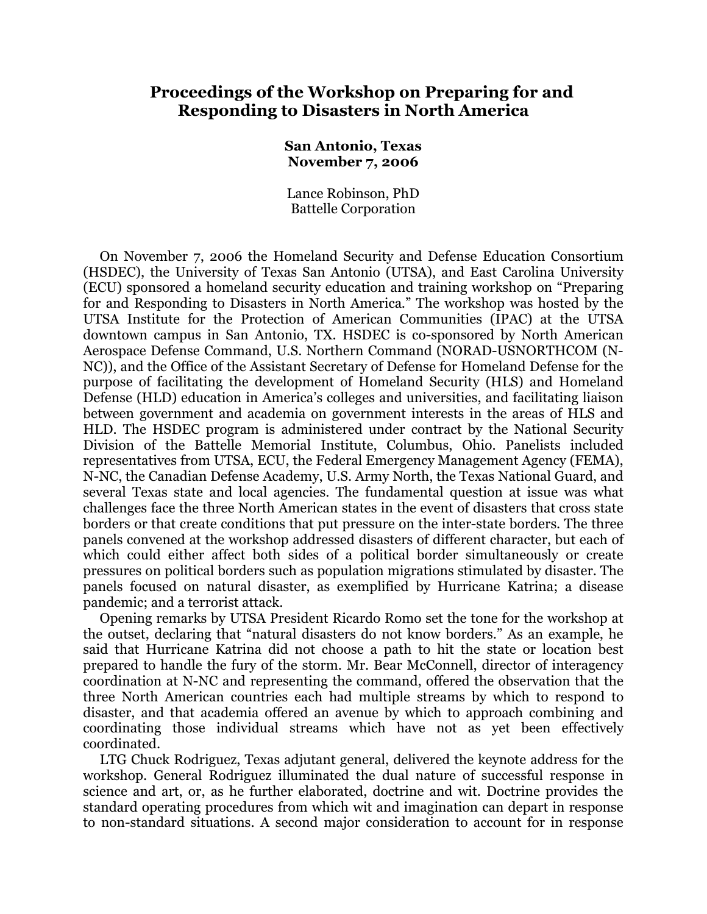# Proceedings of the Workshop on Preparing for and Responding to Disasters in North America

**San Antonio, Texas**
**November 7, 2006**

Lance Robinson, PhD
Battelle Corporation

On November 7, 2006 the Homeland Security and Defense Education Consortium (HSDEC), the University of Texas San Antonio (UTSA), and East Carolina University (ECU) sponsored a homeland security education and training workshop on "Preparing for and Responding to Disasters in North America." The workshop was hosted by the UTSA Institute for the Protection of American Communities (IPAC) at the UTSA downtown campus in San Antonio, TX. HSDEC is co-sponsored by North American Aerospace Defense Command, U.S. Northern Command (NORAD-USNORTHCOM (N-NC)), and the Office of the Assistant Secretary of Defense for Homeland Defense for the purpose of facilitating the development of Homeland Security (HLS) and Homeland Defense (HLD) education in America's colleges and universities, and facilitating liaison between government and academia on government interests in the areas of HLS and HLD. The HSDEC program is administered under contract by the National Security Division of the Battelle Memorial Institute, Columbus, Ohio. Panelists included representatives from UTSA, ECU, the Federal Emergency Management Agency (FEMA), N-NC, the Canadian Defense Academy, U.S. Army North, the Texas National Guard, and several Texas state and local agencies. The fundamental question at issue was what challenges face the three North American states in the event of disasters that cross state borders or that create conditions that put pressure on the inter-state borders. The three panels convened at the workshop addressed disasters of different character, but each of which could either affect both sides of a political border simultaneously or create pressures on political borders such as population migrations stimulated by disaster. The panels focused on natural disaster, as exemplified by Hurricane Katrina; a disease pandemic; and a terrorist attack.

Opening remarks by UTSA President Ricardo Romo set the tone for the workshop at the outset, declaring that "natural disasters do not know borders." As an example, he said that Hurricane Katrina did not choose a path to hit the state or location best prepared to handle the fury of the storm. Mr. Bear McConnell, director of interagency coordination at N-NC and representing the command, offered the observation that the three North American countries each had multiple streams by which to respond to disaster, and that academia offered an avenue by which to approach combining and coordinating those individual streams which have not as yet been effectively coordinated.

LTG Chuck Rodriguez, Texas adjutant general, delivered the keynote address for the workshop. General Rodriguez illuminated the dual nature of successful response in science and art, or, as he further elaborated, doctrine and wit. Doctrine provides the standard operating procedures from which wit and imagination can depart in response to non-standard situations. A second major consideration to account for in response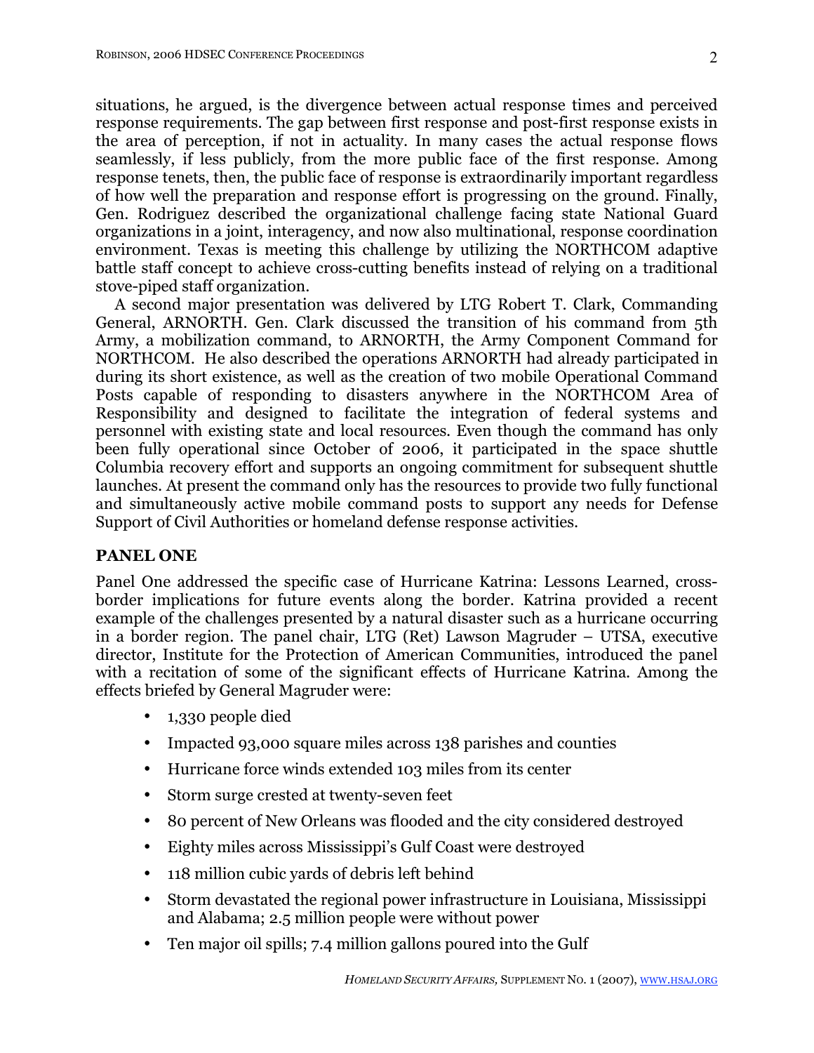situations, he argued, is the divergence between actual response times and perceived response requirements. The gap between first response and post-first response exists in the area of perception, if not in actuality. In many cases the actual response flows seamlessly, if less publicly, from the more public face of the first response. Among response tenets, then, the public face of response is extraordinarily important regardless of how well the preparation and response effort is progressing on the ground. Finally, Gen. Rodriguez described the organizational challenge facing state National Guard organizations in a joint, interagency, and now also multinational, response coordination environment. Texas is meeting this challenge by utilizing the NORTHCOM adaptive battle staff concept to achieve cross-cutting benefits instead of relying on a traditional stove-piped staff organization.

A second major presentation was delivered by LTG Robert T. Clark, Commanding General, ARNORTH. Gen. Clark discussed the transition of his command from 5th Army, a mobilization command, to ARNORTH, the Army Component Command for NORTHCOM. He also described the operations ARNORTH had already participated in during its short existence, as well as the creation of two mobile Operational Command Posts capable of responding to disasters anywhere in the NORTHCOM Area of Responsibility and designed to facilitate the integration of federal systems and personnel with existing state and local resources. Even though the command has only been fully operational since October of 2006, it participated in the space shuttle Columbia recovery effort and supports an ongoing commitment for subsequent shuttle launches. At present the command only has the resources to provide two fully functional and simultaneously active mobile command posts to support any needs for Defense Support of Civil Authorities or homeland defense response activities.

## PANEL ONE

Panel One addressed the specific case of Hurricane Katrina: Lessons Learned, cross-border implications for future events along the border. Katrina provided a recent example of the challenges presented by a natural disaster such as a hurricane occurring in a border region. The panel chair, LTG (Ret) Lawson Magruder – UTSA, executive director, Institute for the Protection of American Communities, introduced the panel with a recitation of some of the significant effects of Hurricane Katrina. Among the effects briefed by General Magruder were:

- 1,330 people died
- Impacted 93,000 square miles across 138 parishes and counties
- Hurricane force winds extended 103 miles from its center
- Storm surge crested at twenty-seven feet
- 80 percent of New Orleans was flooded and the city considered destroyed
- Eighty miles across Mississippi's Gulf Coast were destroyed
- 118 million cubic yards of debris left behind
- Storm devastated the regional power infrastructure in Louisiana, Mississippi and Alabama; 2.5 million people were without power
- Ten major oil spills; 7.4 million gallons poured into the Gulf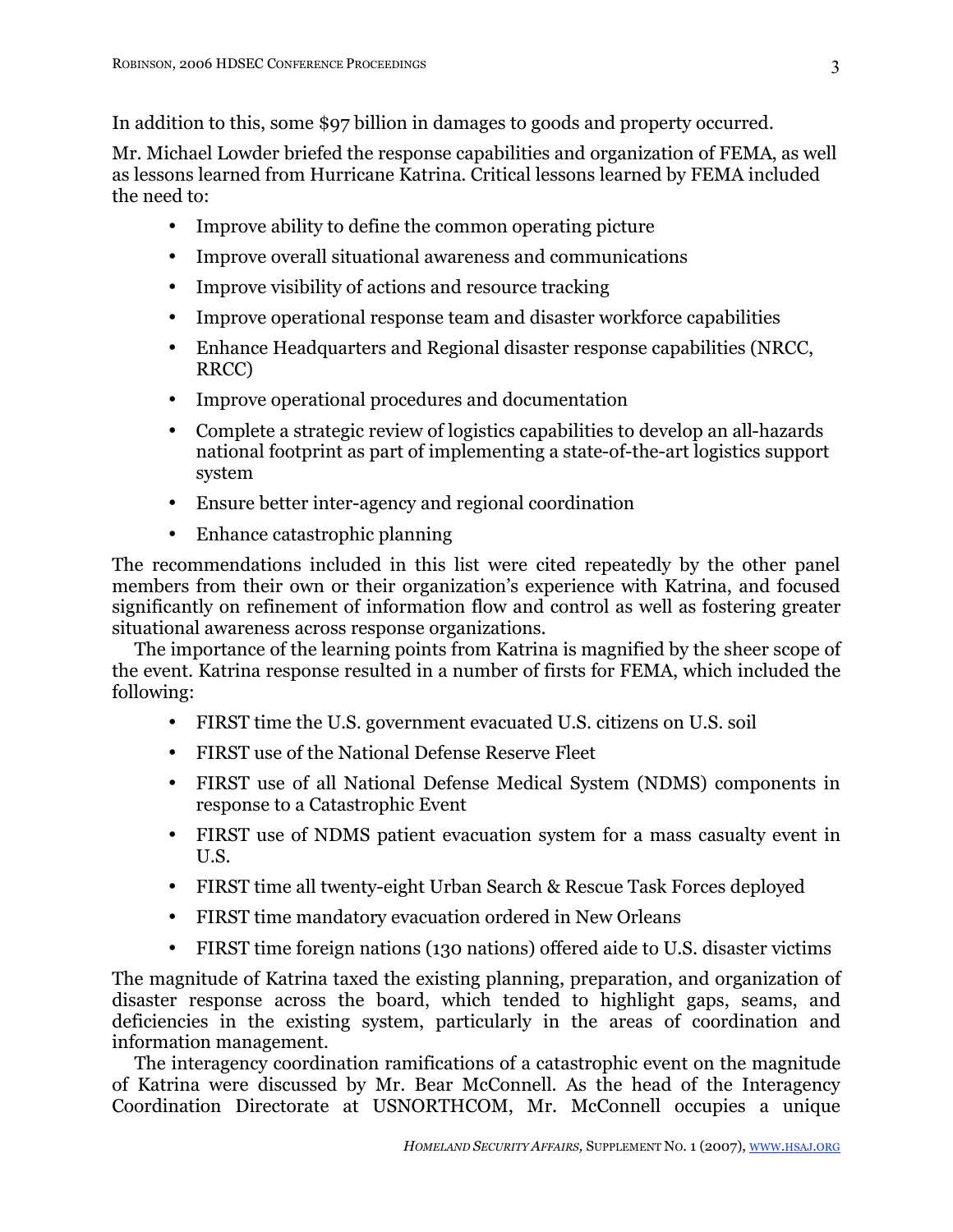In addition to this, some $97 billion in damages to goods and property occurred.

Mr. Michael Lowder briefed the response capabilities and organization of FEMA, as well as lessons learned from Hurricane Katrina. Critical lessons learned by FEMA included the need to:

- Improve ability to define the common operating picture
- Improve overall situational awareness and communications
- Improve visibility of actions and resource tracking
- Improve operational response team and disaster workforce capabilities
- Enhance Headquarters and Regional disaster response capabilities (NRCC, RRCC)
- Improve operational procedures and documentation
- Complete a strategic review of logistics capabilities to develop an all-hazards national footprint as part of implementing a state-of-the-art logistics support system
- Ensure better inter-agency and regional coordination
- Enhance catastrophic planning

The recommendations included in this list were cited repeatedly by the other panel members from their own or their organization's experience with Katrina, and focused significantly on refinement of information flow and control as well as fostering greater situational awareness across response organizations.

The importance of the learning points from Katrina is magnified by the sheer scope of the event. Katrina response resulted in a number of firsts for FEMA, which included the following:

- FIRST time the U.S. government evacuated U.S. citizens on U.S. soil
- FIRST use of the National Defense Reserve Fleet
- FIRST use of all National Defense Medical System (NDMS) components in response to a Catastrophic Event
- FIRST use of NDMS patient evacuation system for a mass casualty event in U.S.
- FIRST time all twenty-eight Urban Search & Rescue Task Forces deployed
- FIRST time mandatory evacuation ordered in New Orleans
- FIRST time foreign nations (130 nations) offered aide to U.S. disaster victims

The magnitude of Katrina taxed the existing planning, preparation, and organization of disaster response across the board, which tended to highlight gaps, seams, and deficiencies in the existing system, particularly in the areas of coordination and information management.

The interagency coordination ramifications of a catastrophic event on the magnitude of Katrina were discussed by Mr. Bear McConnell. As the head of the Interagency Coordination Directorate at USNORTHCOM, Mr. McConnell occupies a unique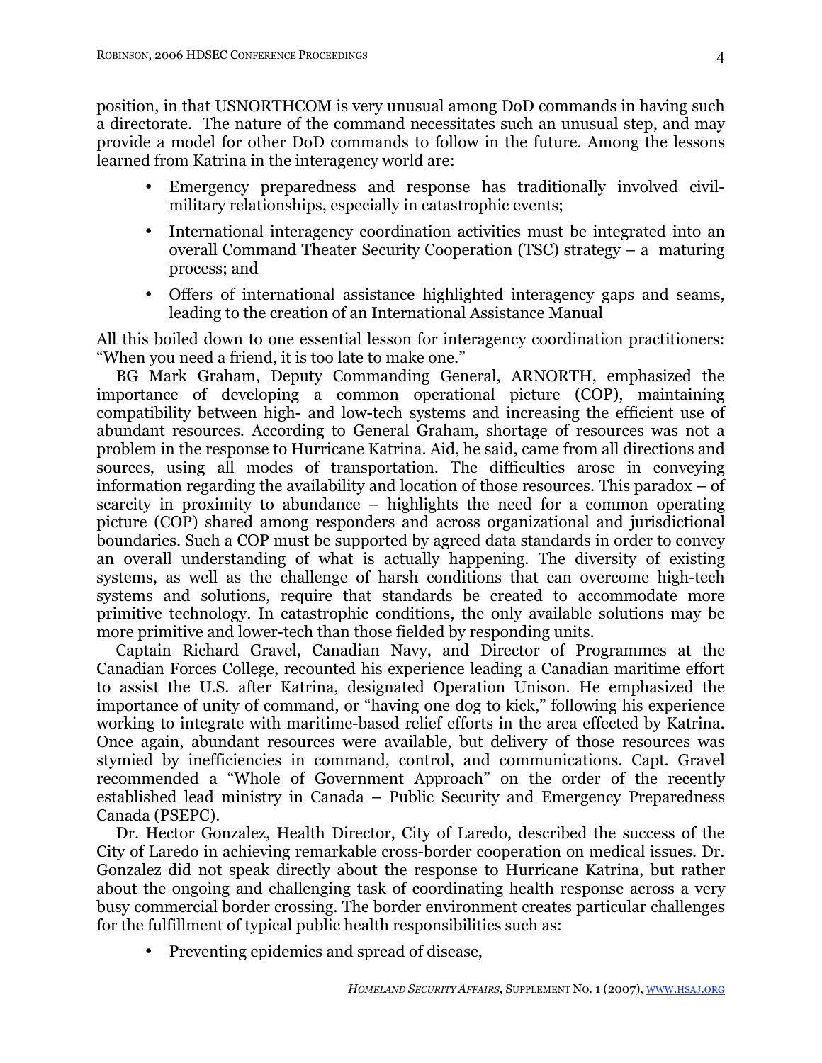position, in that USNORTHCOM is very unusual among DoD commands in having such a directorate. The nature of the command necessitates such an unusual step, and may provide a model for other DoD commands to follow in the future. Among the lessons learned from Katrina in the interagency world are:

- Emergency preparedness and response has traditionally involved civil-military relationships, especially in catastrophic events;
- International interagency coordination activities must be integrated into an overall Command Theater Security Cooperation (TSC) strategy – a maturing process; and
- Offers of international assistance highlighted interagency gaps and seams, leading to the creation of an International Assistance Manual

All this boiled down to one essential lesson for interagency coordination practitioners: "When you need a friend, it is too late to make one."

BG Mark Graham, Deputy Commanding General, ARNORTH, emphasized the importance of developing a common operational picture (COP), maintaining compatibility between high- and low-tech systems and increasing the efficient use of abundant resources. According to General Graham, shortage of resources was not a problem in the response to Hurricane Katrina. Aid, he said, came from all directions and sources, using all modes of transportation. The difficulties arose in conveying information regarding the availability and location of those resources. This paradox – of scarcity in proximity to abundance – highlights the need for a common operating picture (COP) shared among responders and across organizational and jurisdictional boundaries. Such a COP must be supported by agreed data standards in order to convey an overall understanding of what is actually happening. The diversity of existing systems, as well as the challenge of harsh conditions that can overcome high-tech systems and solutions, require that standards be created to accommodate more primitive technology. In catastrophic conditions, the only available solutions may be more primitive and lower-tech than those fielded by responding units.

Captain Richard Gravel, Canadian Navy, and Director of Programmes at the Canadian Forces College, recounted his experience leading a Canadian maritime effort to assist the U.S. after Katrina, designated Operation Unison. He emphasized the importance of unity of command, or "having one dog to kick," following his experience working to integrate with maritime-based relief efforts in the area effected by Katrina. Once again, abundant resources were available, but delivery of those resources was stymied by inefficiencies in command, control, and communications. Capt. Gravel recommended a "Whole of Government Approach" on the order of the recently established lead ministry in Canada – Public Security and Emergency Preparedness Canada (PSEPC).

Dr. Hector Gonzalez, Health Director, City of Laredo, described the success of the City of Laredo in achieving remarkable cross-border cooperation on medical issues. Dr. Gonzalez did not speak directly about the response to Hurricane Katrina, but rather about the ongoing and challenging task of coordinating health response across a very busy commercial border crossing. The border environment creates particular challenges for the fulfillment of typical public health responsibilities such as:

- Preventing epidemics and spread of disease,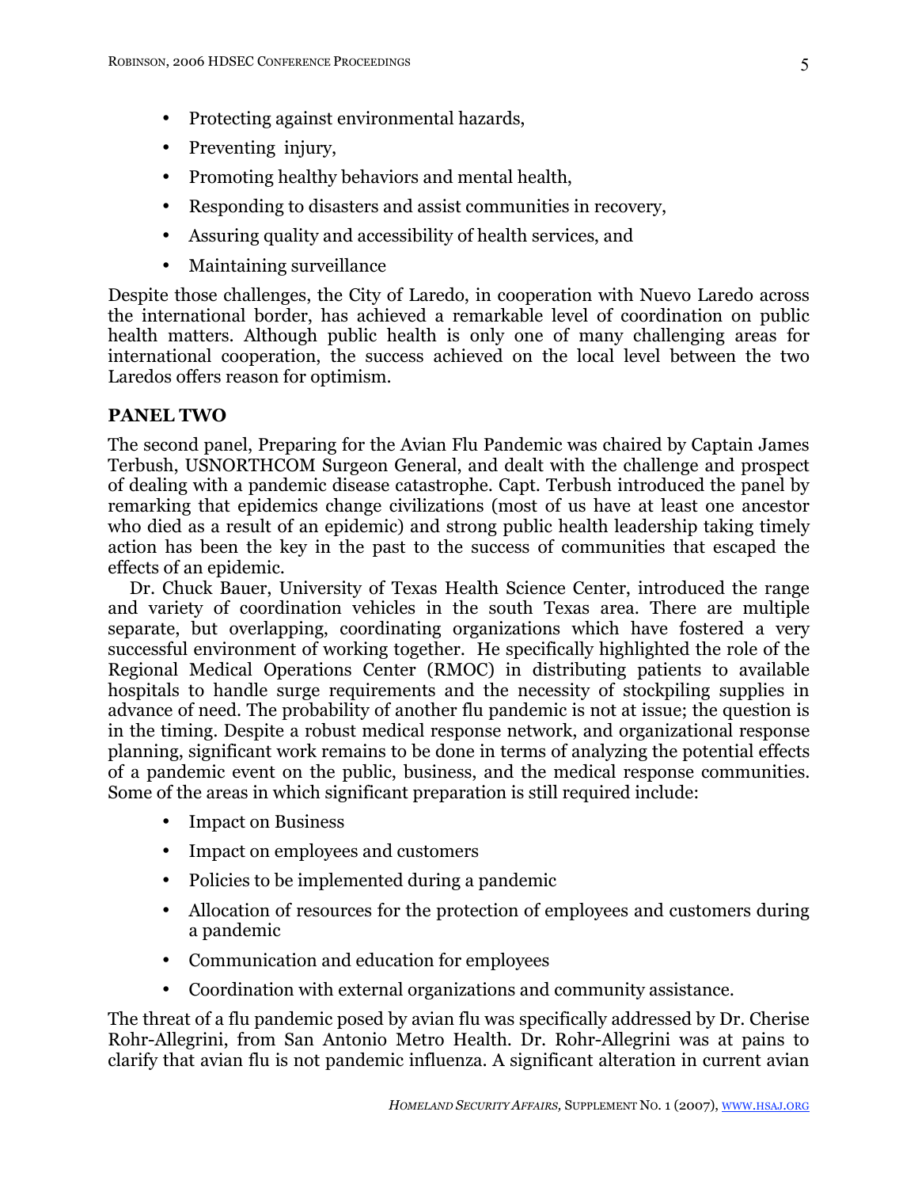- Protecting against environmental hazards,
- Preventing  injury,
- Promoting healthy behaviors and mental health,
- Responding to disasters and assist communities in recovery,
- Assuring quality and accessibility of health services, and
- Maintaining surveillance

Despite those challenges, the City of Laredo, in cooperation with Nuevo Laredo across the international border, has achieved a remarkable level of coordination on public health matters. Although public health is only one of many challenging areas for international cooperation, the success achieved on the local level between the two Laredos offers reason for optimism.

## PANEL TWO

The second panel, Preparing for the Avian Flu Pandemic was chaired by Captain James Terbush, USNORTHCOM Surgeon General, and dealt with the challenge and prospect of dealing with a pandemic disease catastrophe. Capt. Terbush introduced the panel by remarking that epidemics change civilizations (most of us have at least one ancestor who died as a result of an epidemic) and strong public health leadership taking timely action has been the key in the past to the success of communities that escaped the effects of an epidemic.

Dr. Chuck Bauer, University of Texas Health Science Center, introduced the range and variety of coordination vehicles in the south Texas area. There are multiple separate, but overlapping, coordinating organizations which have fostered a very successful environment of working together. He specifically highlighted the role of the Regional Medical Operations Center (RMOC) in distributing patients to available hospitals to handle surge requirements and the necessity of stockpiling supplies in advance of need. The probability of another flu pandemic is not at issue; the question is in the timing. Despite a robust medical response network, and organizational response planning, significant work remains to be done in terms of analyzing the potential effects of a pandemic event on the public, business, and the medical response communities. Some of the areas in which significant preparation is still required include:

- Impact on Business
- Impact on employees and customers
- Policies to be implemented during a pandemic
- Allocation of resources for the protection of employees and customers during a pandemic
- Communication and education for employees
- Coordination with external organizations and community assistance.

The threat of a flu pandemic posed by avian flu was specifically addressed by Dr. Cherise Rohr-Allegrini, from San Antonio Metro Health. Dr. Rohr-Allegrini was at pains to clarify that avian flu is not pandemic influenza. A significant alteration in current avian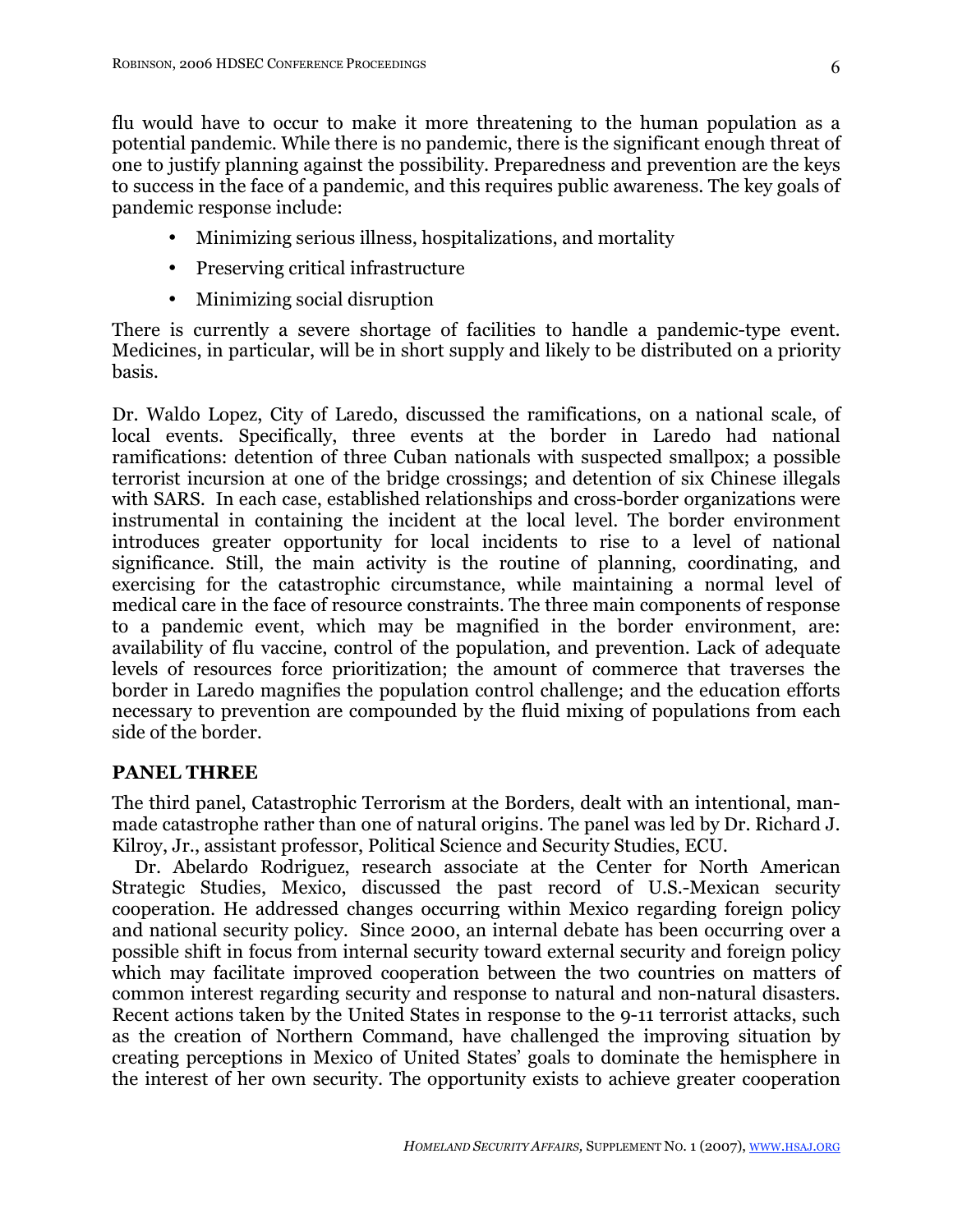flu would have to occur to make it more threatening to the human population as a potential pandemic. While there is no pandemic, there is the significant enough threat of one to justify planning against the possibility. Preparedness and prevention are the keys to success in the face of a pandemic, and this requires public awareness. The key goals of pandemic response include:

- Minimizing serious illness, hospitalizations, and mortality
- Preserving critical infrastructure
- Minimizing social disruption

There is currently a severe shortage of facilities to handle a pandemic-type event. Medicines, in particular, will be in short supply and likely to be distributed on a priority basis.

Dr. Waldo Lopez, City of Laredo, discussed the ramifications, on a national scale, of local events. Specifically, three events at the border in Laredo had national ramifications: detention of three Cuban nationals with suspected smallpox; a possible terrorist incursion at one of the bridge crossings; and detention of six Chinese illegals with SARS. In each case, established relationships and cross-border organizations were instrumental in containing the incident at the local level. The border environment introduces greater opportunity for local incidents to rise to a level of national significance. Still, the main activity is the routine of planning, coordinating, and exercising for the catastrophic circumstance, while maintaining a normal level of medical care in the face of resource constraints. The three main components of response to a pandemic event, which may be magnified in the border environment, are: availability of flu vaccine, control of the population, and prevention. Lack of adequate levels of resources force prioritization; the amount of commerce that traverses the border in Laredo magnifies the population control challenge; and the education efforts necessary to prevention are compounded by the fluid mixing of populations from each side of the border.

## PANEL THREE

The third panel, Catastrophic Terrorism at the Borders, dealt with an intentional, man-made catastrophe rather than one of natural origins. The panel was led by Dr. Richard J. Kilroy, Jr., assistant professor, Political Science and Security Studies, ECU.

Dr. Abelardo Rodriguez, research associate at the Center for North American Strategic Studies, Mexico, discussed the past record of U.S.-Mexican security cooperation. He addressed changes occurring within Mexico regarding foreign policy and national security policy. Since 2000, an internal debate has been occurring over a possible shift in focus from internal security toward external security and foreign policy which may facilitate improved cooperation between the two countries on matters of common interest regarding security and response to natural and non-natural disasters. Recent actions taken by the United States in response to the 9-11 terrorist attacks, such as the creation of Northern Command, have challenged the improving situation by creating perceptions in Mexico of United States' goals to dominate the hemisphere in the interest of her own security. The opportunity exists to achieve greater cooperation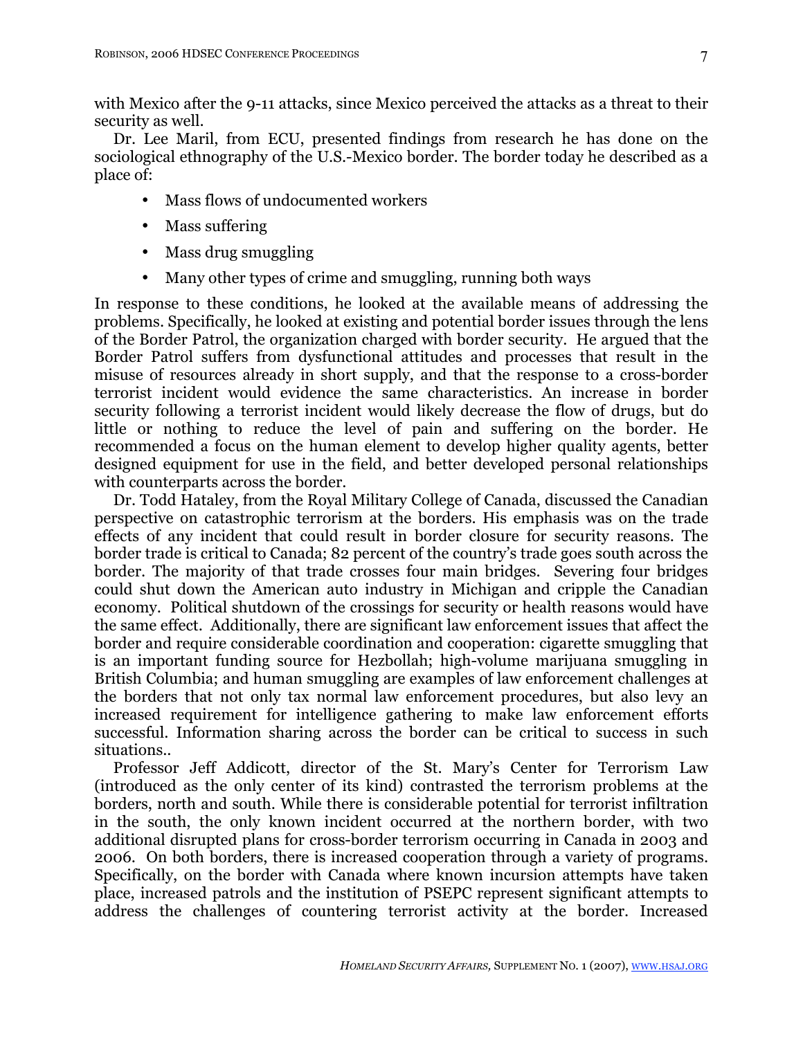with Mexico after the 9-11 attacks, since Mexico perceived the attacks as a threat to their security as well.

Dr. Lee Maril, from ECU, presented findings from research he has done on the sociological ethnography of the U.S.-Mexico border. The border today he described as a place of:

- Mass flows of undocumented workers
- Mass suffering
- Mass drug smuggling
- Many other types of crime and smuggling, running both ways

In response to these conditions, he looked at the available means of addressing the problems. Specifically, he looked at existing and potential border issues through the lens of the Border Patrol, the organization charged with border security. He argued that the Border Patrol suffers from dysfunctional attitudes and processes that result in the misuse of resources already in short supply, and that the response to a cross-border terrorist incident would evidence the same characteristics. An increase in border security following a terrorist incident would likely decrease the flow of drugs, but do little or nothing to reduce the level of pain and suffering on the border. He recommended a focus on the human element to develop higher quality agents, better designed equipment for use in the field, and better developed personal relationships with counterparts across the border.

Dr. Todd Hataley, from the Royal Military College of Canada, discussed the Canadian perspective on catastrophic terrorism at the borders. His emphasis was on the trade effects of any incident that could result in border closure for security reasons. The border trade is critical to Canada; 82 percent of the country's trade goes south across the border. The majority of that trade crosses four main bridges. Severing four bridges could shut down the American auto industry in Michigan and cripple the Canadian economy. Political shutdown of the crossings for security or health reasons would have the same effect. Additionally, there are significant law enforcement issues that affect the border and require considerable coordination and cooperation: cigarette smuggling that is an important funding source for Hezbollah; high-volume marijuana smuggling in British Columbia; and human smuggling are examples of law enforcement challenges at the borders that not only tax normal law enforcement procedures, but also levy an increased requirement for intelligence gathering to make law enforcement efforts successful. Information sharing across the border can be critical to success in such situations..

Professor Jeff Addicott, director of the St. Mary's Center for Terrorism Law (introduced as the only center of its kind) contrasted the terrorism problems at the borders, north and south. While there is considerable potential for terrorist infiltration in the south, the only known incident occurred at the northern border, with two additional disrupted plans for cross-border terrorism occurring in Canada in 2003 and 2006. On both borders, there is increased cooperation through a variety of programs. Specifically, on the border with Canada where known incursion attempts have taken place, increased patrols and the institution of PSEPC represent significant attempts to address the challenges of countering terrorist activity at the border. Increased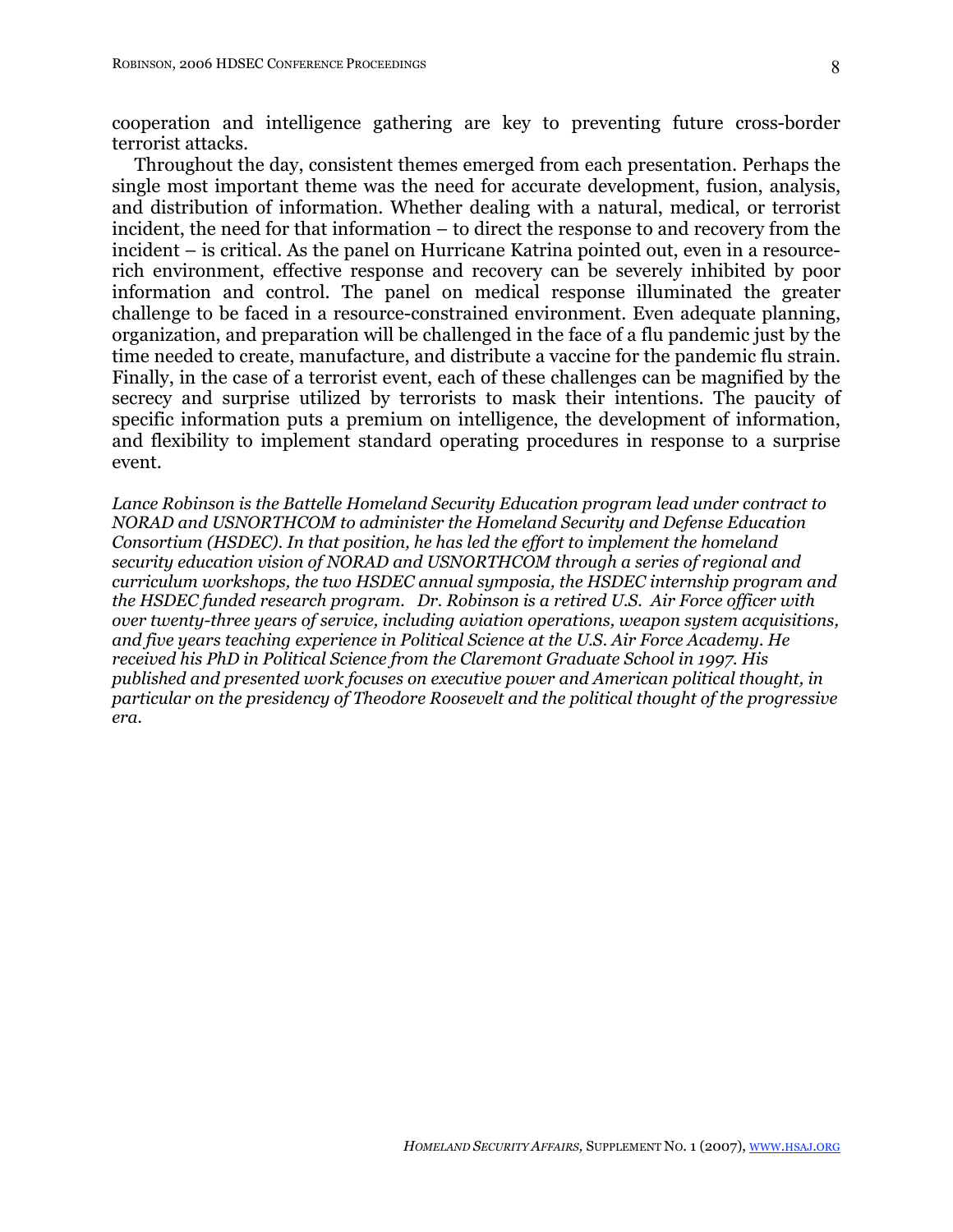cooperation and intelligence gathering are key to preventing future cross-border terrorist attacks.

Throughout the day, consistent themes emerged from each presentation. Perhaps the single most important theme was the need for accurate development, fusion, analysis, and distribution of information. Whether dealing with a natural, medical, or terrorist incident, the need for that information – to direct the response to and recovery from the incident – is critical. As the panel on Hurricane Katrina pointed out, even in a resource-rich environment, effective response and recovery can be severely inhibited by poor information and control. The panel on medical response illuminated the greater challenge to be faced in a resource-constrained environment. Even adequate planning, organization, and preparation will be challenged in the face of a flu pandemic just by the time needed to create, manufacture, and distribute a vaccine for the pandemic flu strain. Finally, in the case of a terrorist event, each of these challenges can be magnified by the secrecy and surprise utilized by terrorists to mask their intentions. The paucity of specific information puts a premium on intelligence, the development of information, and flexibility to implement standard operating procedures in response to a surprise event.

*Lance Robinson is the Battelle Homeland Security Education program lead under contract to NORAD and USNORTHCOM to administer the Homeland Security and Defense Education Consortium (HSDEC). In that position, he has led the effort to implement the homeland security education vision of NORAD and USNORTHCOM through a series of regional and curriculum workshops, the two HSDEC annual symposia, the HSDEC internship program and the HSDEC funded research program. Dr. Robinson is a retired U.S. Air Force officer with over twenty-three years of service, including aviation operations, weapon system acquisitions, and five years teaching experience in Political Science at the U.S. Air Force Academy. He received his PhD in Political Science from the Claremont Graduate School in 1997. His published and presented work focuses on executive power and American political thought, in particular on the presidency of Theodore Roosevelt and the political thought of the progressive era.*